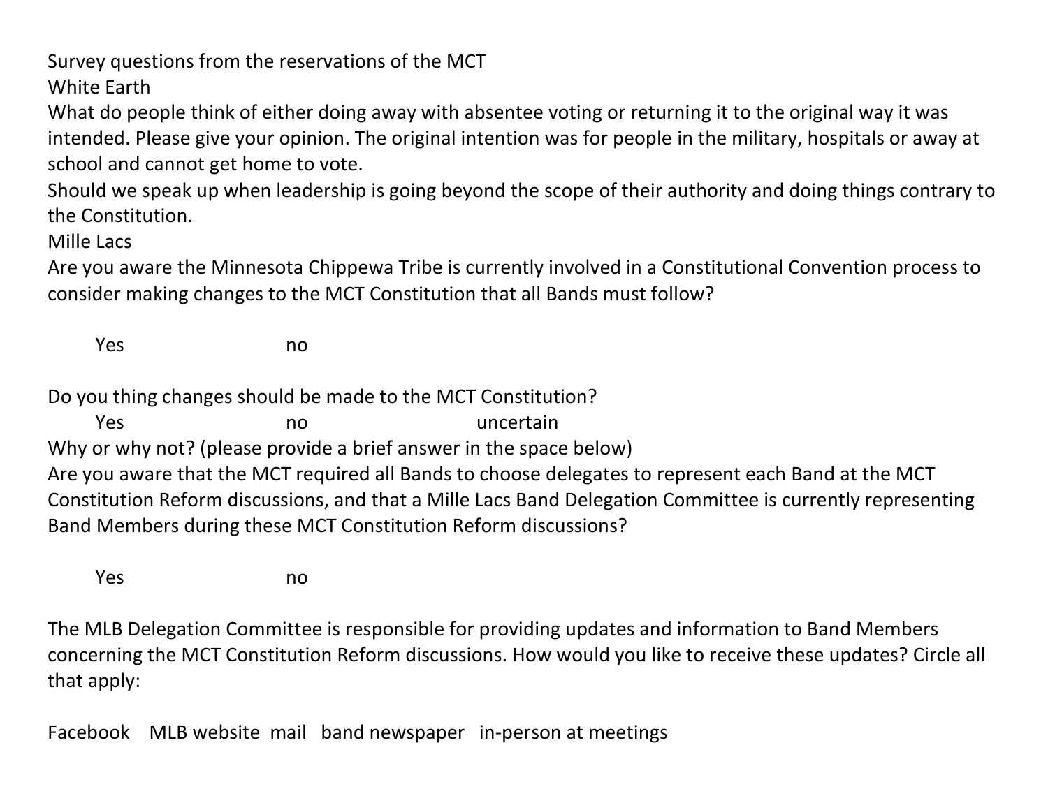Survey questions from the reservations of the MCT

White Earth

What do people think of either doing away with absentee voting or returning it to the original way it was intended. Please give your opinion. The original intention was for people in the military, hospitals or away at school and cannot get home to vote.

Should we speak up when leadership is going beyond the scope of their authority and doing things contrary to the Constitution.

Mille Lacs

Are you aware the Minnesota Chippewa Tribe is currently involved in a Constitutional Convention process to consider making changes to the MCT Constitution that all Bands must follow?

Yes no

Do you thing changes should be made to the MCT Constitution?

Yes no uncertain

Why or why not? (please provide a brief answer in the space below)

Are you aware that the MCT required all Bands to choose delegates to represent each Band at the MCT Constitution Reform discussions, and that a Mille Lacs Band Delegation Committee is currently representing Band Members during these MCT Constitution Reform discussions?

Yes no

The MLB Delegation Committee is responsible for providing updates and information to Band Members concerning the MCT Constitution Reform discussions. How would you like to receive these updates? Circle all that apply:

Facebook MLB website mail band newspaper in-person at meetings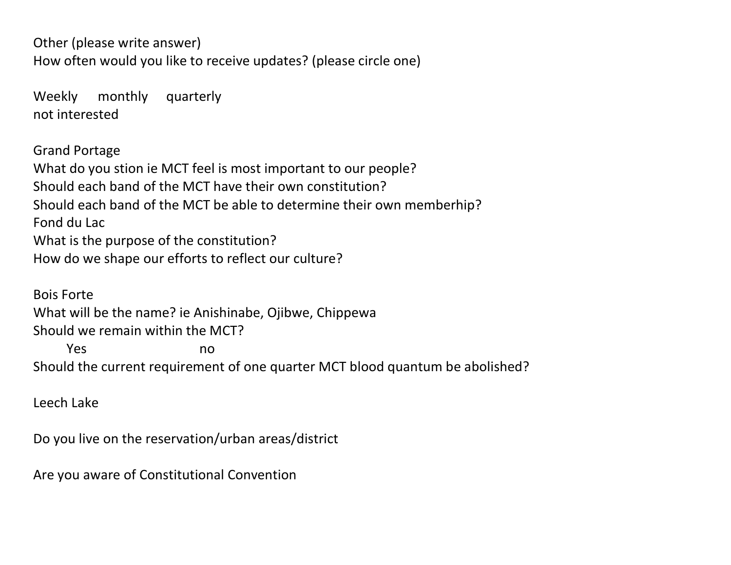Other (please write answer)
How often would you like to receive updates? (please circle one)

Weekly  monthly  quarterly
not interested

Grand Portage
What do you stion ie MCT feel is most important to our people?
Should each band of the MCT have their own constitution?
Should each band of the MCT be able to determine their own memberhip?
Fond du Lac
What is the purpose of the constitution?
How do we shape our efforts to reflect our culture?

Bois Forte
What will be the name? ie Anishinabe, Ojibwe, Chippewa
Should we remain within the MCT?
  Yes            no
Should the current requirement of one quarter MCT blood quantum be abolished?

Leech Lake

Do you live on the reservation/urban areas/district

Are you aware of Constitutional Convention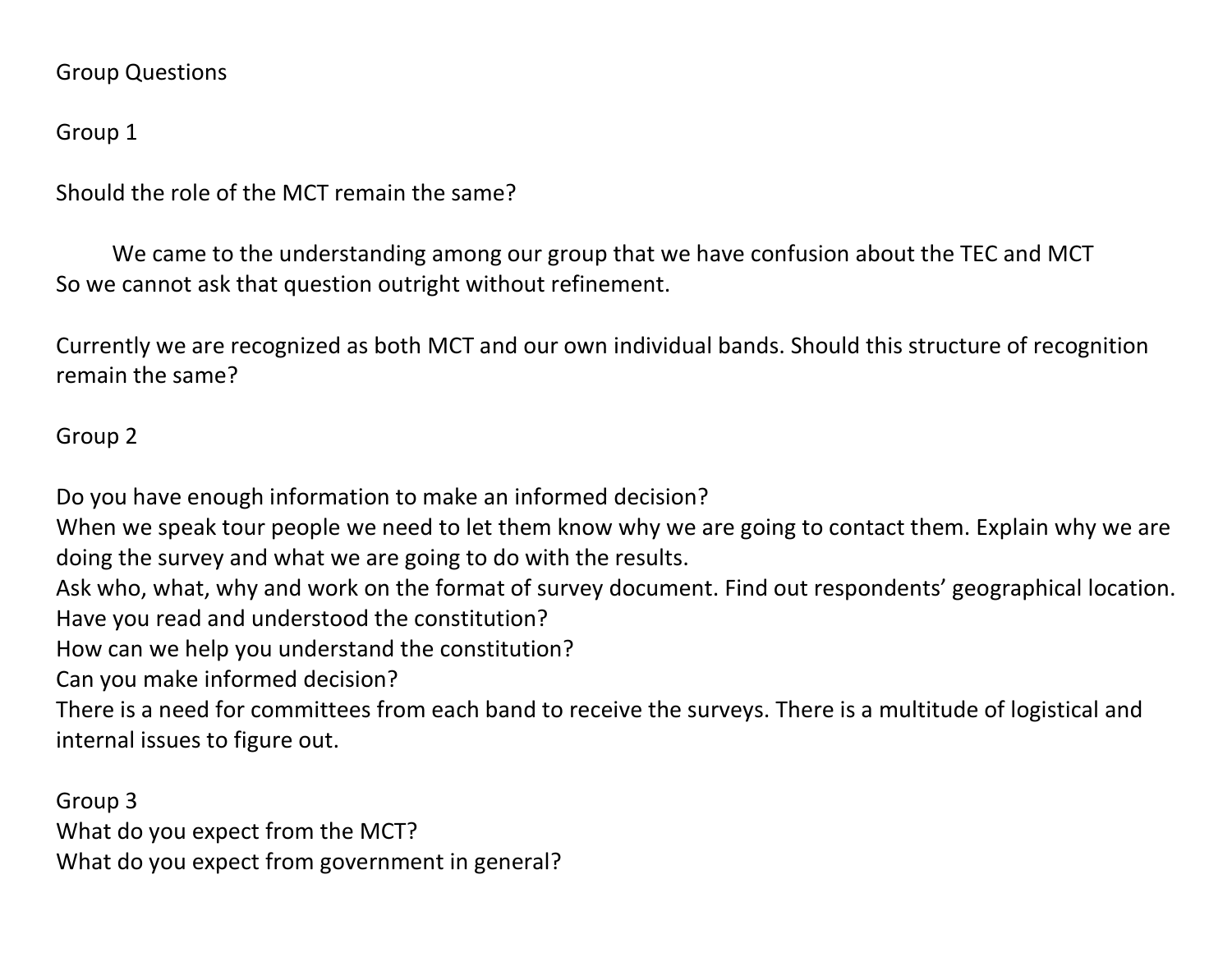Group Questions

Group 1

Should the role of the MCT remain the same?

We came to the understanding among our group that we have confusion about the TEC and MCT So we cannot ask that question outright without refinement.

Currently we are recognized as both MCT and our own individual bands. Should this structure of recognition remain the same?

Group 2

Do you have enough information to make an informed decision?
When we speak tour people we need to let them know why we are going to contact them. Explain why we are doing the survey and what we are going to do with the results.
Ask who, what, why and work on the format of survey document. Find out respondents' geographical location.
Have you read and understood the constitution?
How can we help you understand the constitution?
Can you make informed decision?
There is a need for committees from each band to receive the surveys. There is a multitude of logistical and internal issues to figure out.

Group 3
What do you expect from the MCT?
What do you expect from government in general?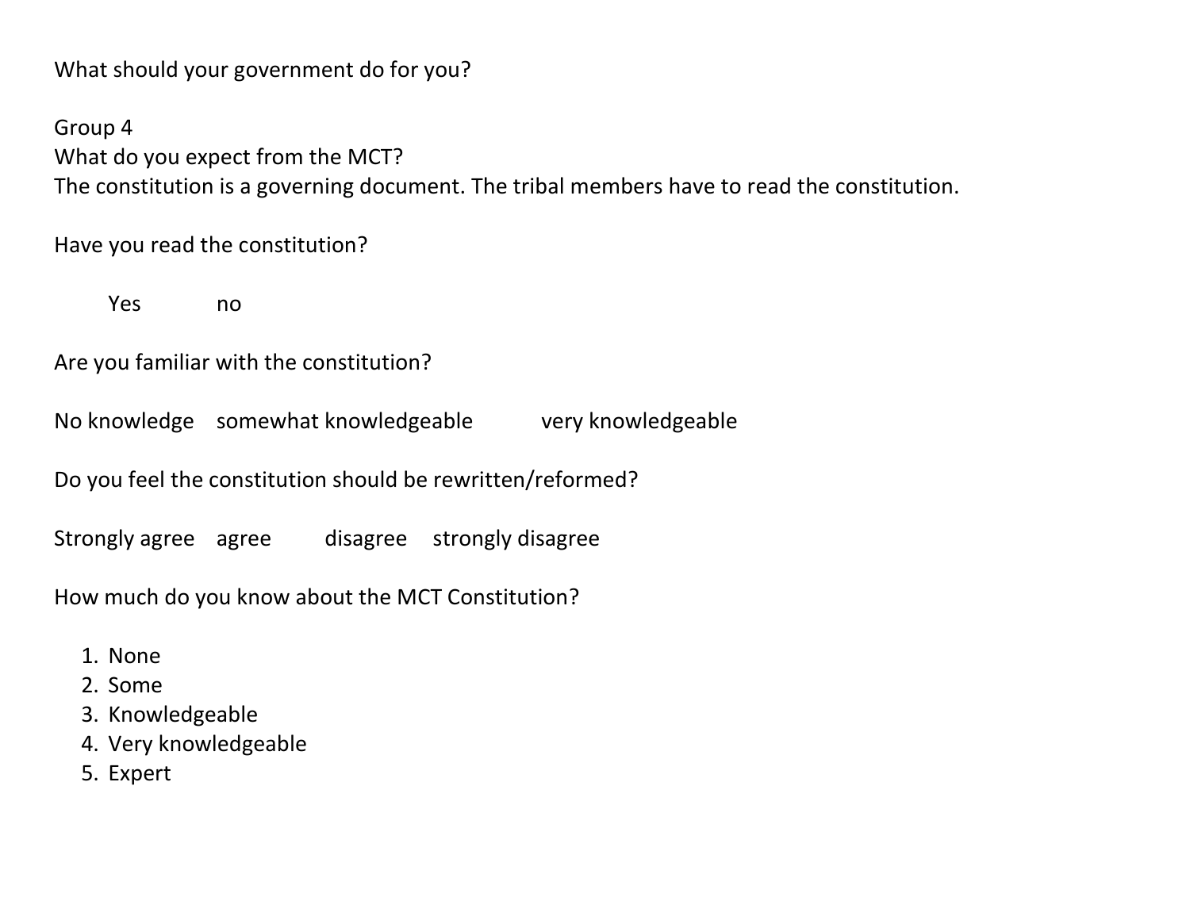What should your government do for you?

Group 4

What do you expect from the MCT?

The constitution is a governing document. The tribal members have to read the constitution.

Have you read the constitution?

Yes no

Are you familiar with the constitution?

No knowledge somewhat knowledgeable very knowledgeable

Do you feel the constitution should be rewritten/reformed?

Strongly agree agree disagree strongly disagree

How much do you know about the MCT Constitution?

1. None
2. Some
3. Knowledgeable
4. Very knowledgeable
5. Expert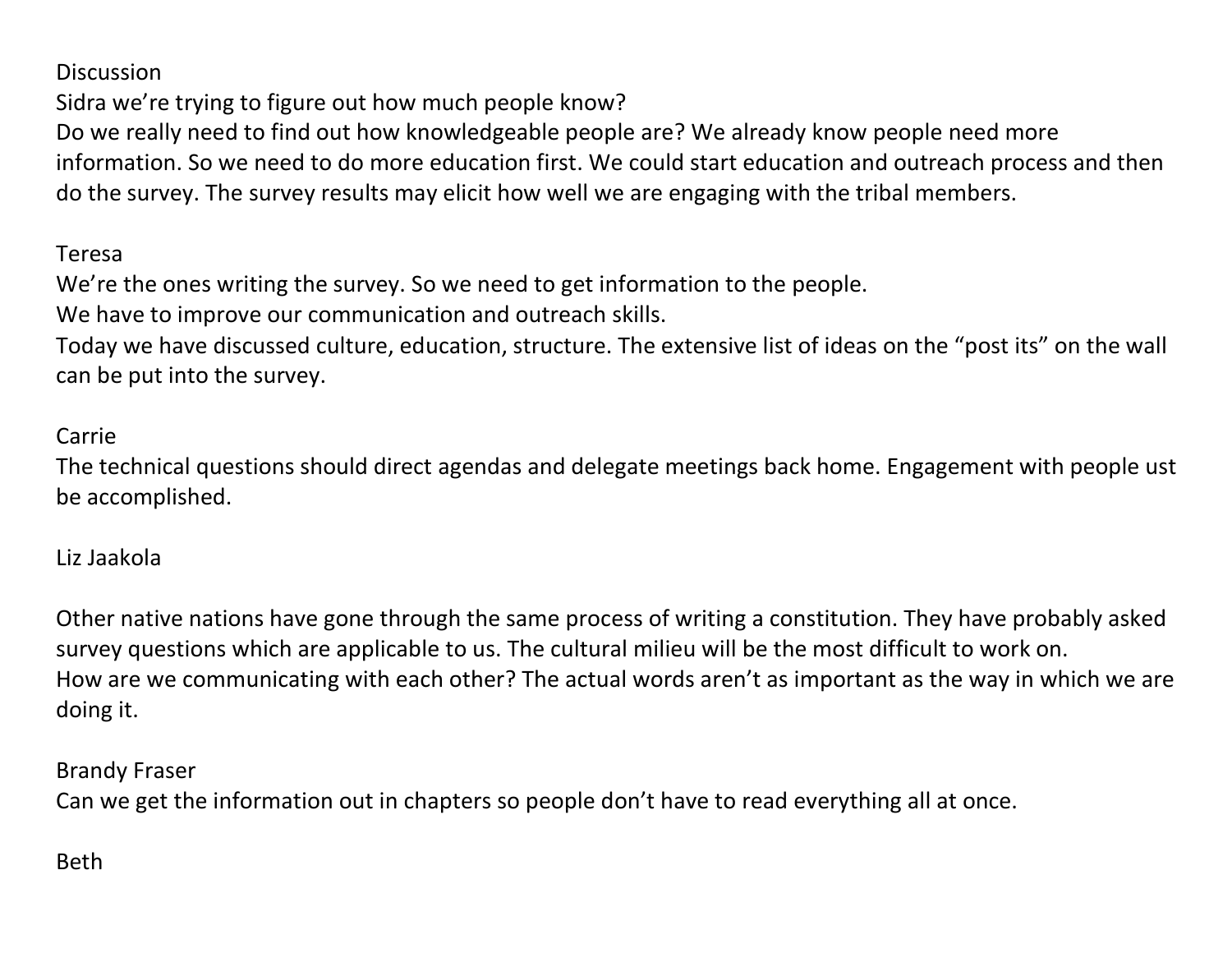Discussion

Sidra we're trying to figure out how much people know?

Do we really need to find out how knowledgeable people are? We already know people need more information. So we need to do more education first. We could start education and outreach process and then do the survey. The survey results may elicit how well we are engaging with the tribal members.

Teresa

We're the ones writing the survey. So we need to get information to the people.

We have to improve our communication and outreach skills.

Today we have discussed culture, education, structure. The extensive list of ideas on the "post its" on the wall can be put into the survey.

Carrie

The technical questions should direct agendas and delegate meetings back home. Engagement with people ust be accomplished.

Liz Jaakola

Other native nations have gone through the same process of writing a constitution. They have probably asked survey questions which are applicable to us. The cultural milieu will be the most difficult to work on.

How are we communicating with each other? The actual words aren't as important as the way in which we are doing it.

Brandy Fraser

Can we get the information out in chapters so people don't have to read everything all at once.

Beth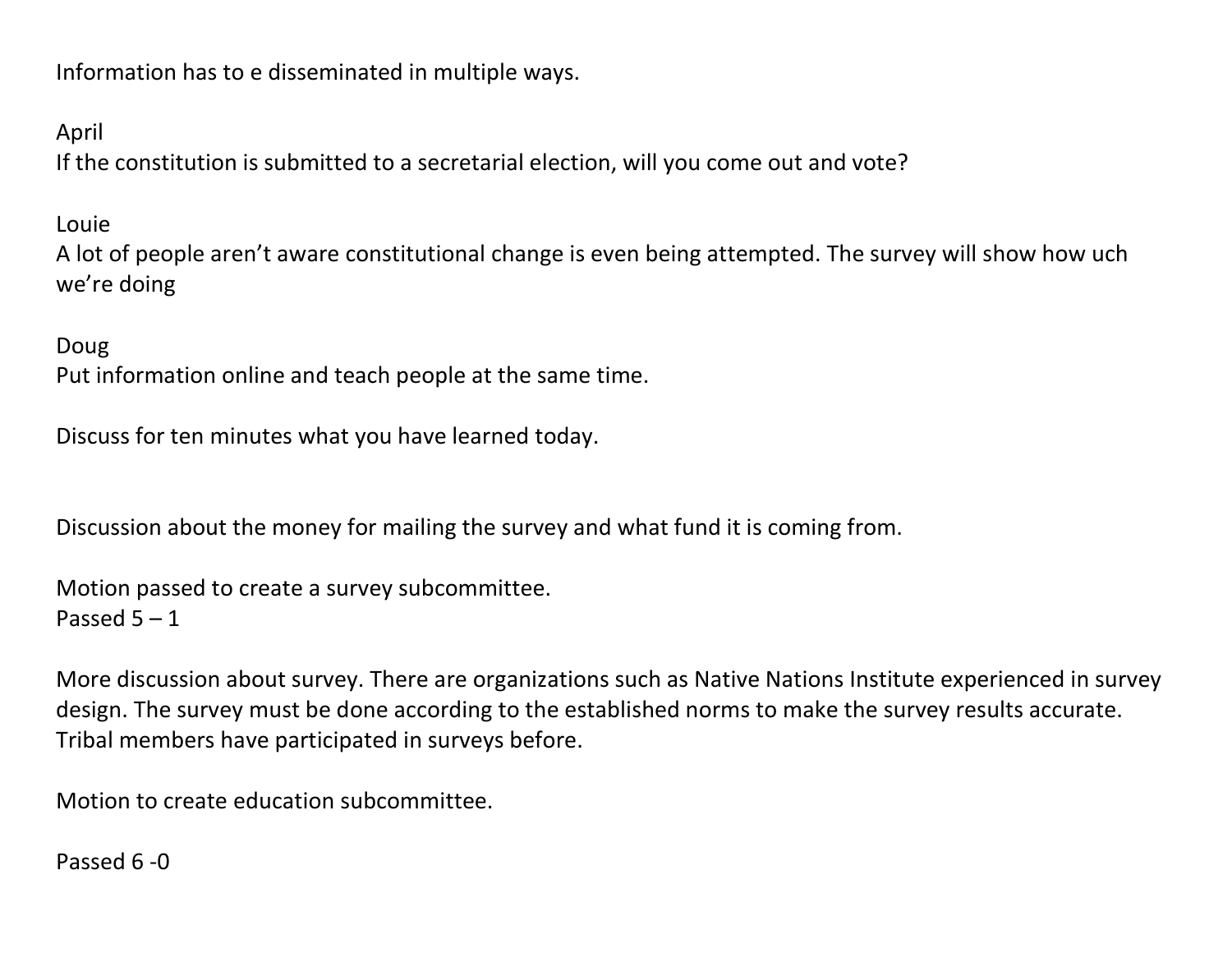Information has to e disseminated in multiple ways.

April
If the constitution is submitted to a secretarial election, will you come out and vote?

Louie
A lot of people aren't aware constitutional change is even being attempted. The survey will show how uch we're doing

Doug
Put information online and teach people at the same time.

Discuss for ten minutes what you have learned today.

Discussion about the money for mailing the survey and what fund it is coming from.

Motion passed to create a survey subcommittee.
Passed 5 – 1

More discussion about survey. There are organizations such as Native Nations Institute experienced in survey design. The survey must be done according to the established norms to make the survey results accurate. Tribal members have participated in surveys before.

Motion to create education subcommittee.

Passed 6 -0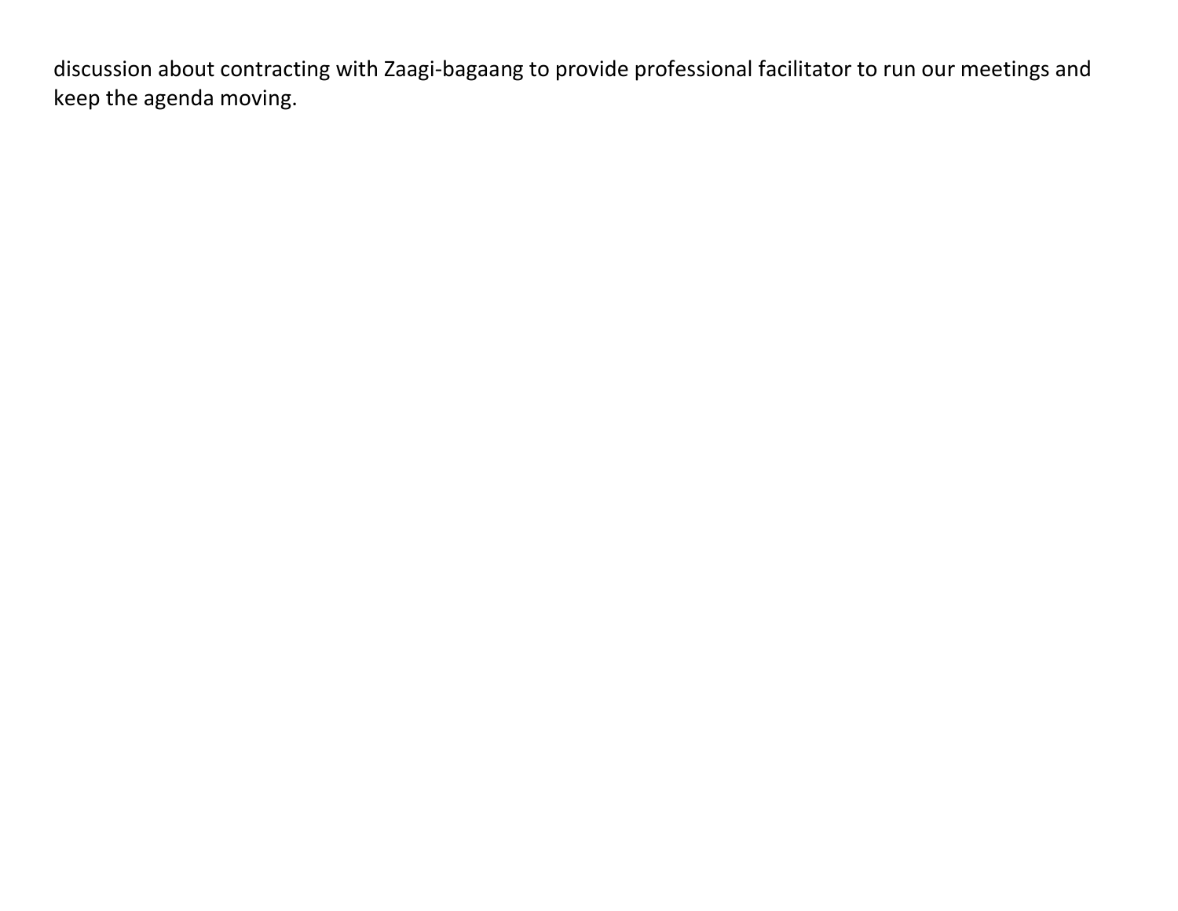discussion about contracting with Zaagi-bagaang to provide professional facilitator to run our meetings and keep the agenda moving.